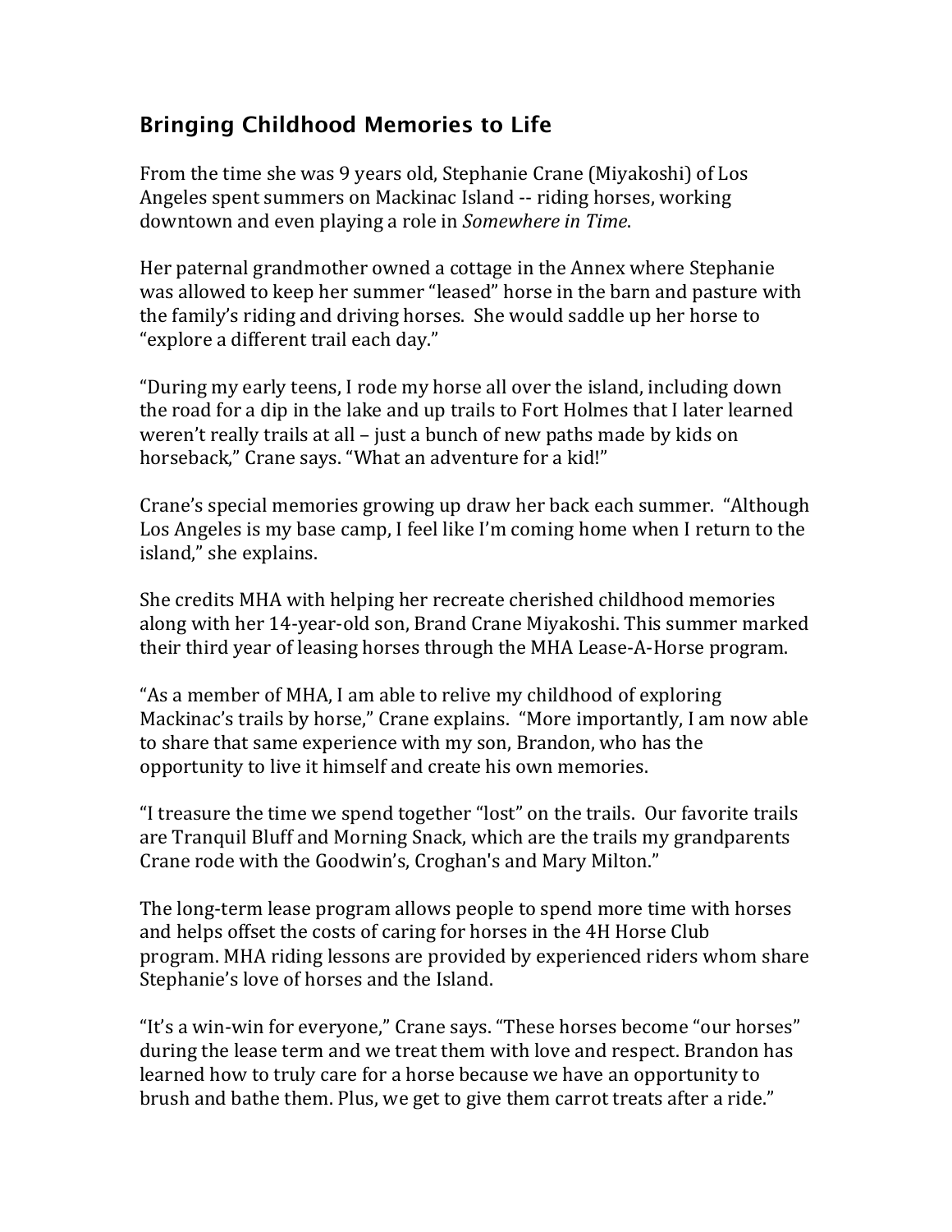## Bringing Childhood Memories to Life

From the time she was 9 years old, Stephanie Crane (Miyakoshi) of Los Angeles spent summers on Mackinac Island -- riding horses, working downtown and even playing a role in *Somewhere in Time*.

Her paternal grandmother owned a cottage in the Annex where Stephanie was allowed to keep her summer "leased" horse in the barn and pasture with the family's riding and driving horses. She would saddle up her horse to "explore a different trail each day."

"During my early teens, I rode my horse all over the island, including down the road for a dip in the lake and up trails to Fort Holmes that I later learned weren't really trails at all – just a bunch of new paths made by kids on horseback," Crane says. "What an adventure for a kid!"

Crane's special memories growing up draw her back each summer. "Although Los Angeles is my base camp, I feel like I'm coming home when I return to the island," she explains.

She credits MHA with helping her recreate cherished childhood memories along with her 14-year-old son, Brand Crane Miyakoshi. This summer marked their third year of leasing horses through the MHA Lease-A-Horse program.

"As a member of MHA, I am able to relive my childhood of exploring Mackinac's trails by horse," Crane explains. "More importantly, I am now able to share that same experience with my son, Brandon, who has the opportunity to live it himself and create his own memories.

"I treasure the time we spend together "lost" on the trails. Our favorite trails are Tranquil Bluff and Morning Snack, which are the trails my grandparents Crane rode with the Goodwin's, Croghan's and Mary Milton."

The long-term lease program allows people to spend more time with horses and helps offset the costs of caring for horses in the 4H Horse Club program. MHA riding lessons are provided by experienced riders whom share Stephanie's love of horses and the Island.

"It's a win-win for everyone," Crane says. "These horses become "our horses" during the lease term and we treat them with love and respect. Brandon has learned how to truly care for a horse because we have an opportunity to brush and bathe them. Plus, we get to give them carrot treats after a ride."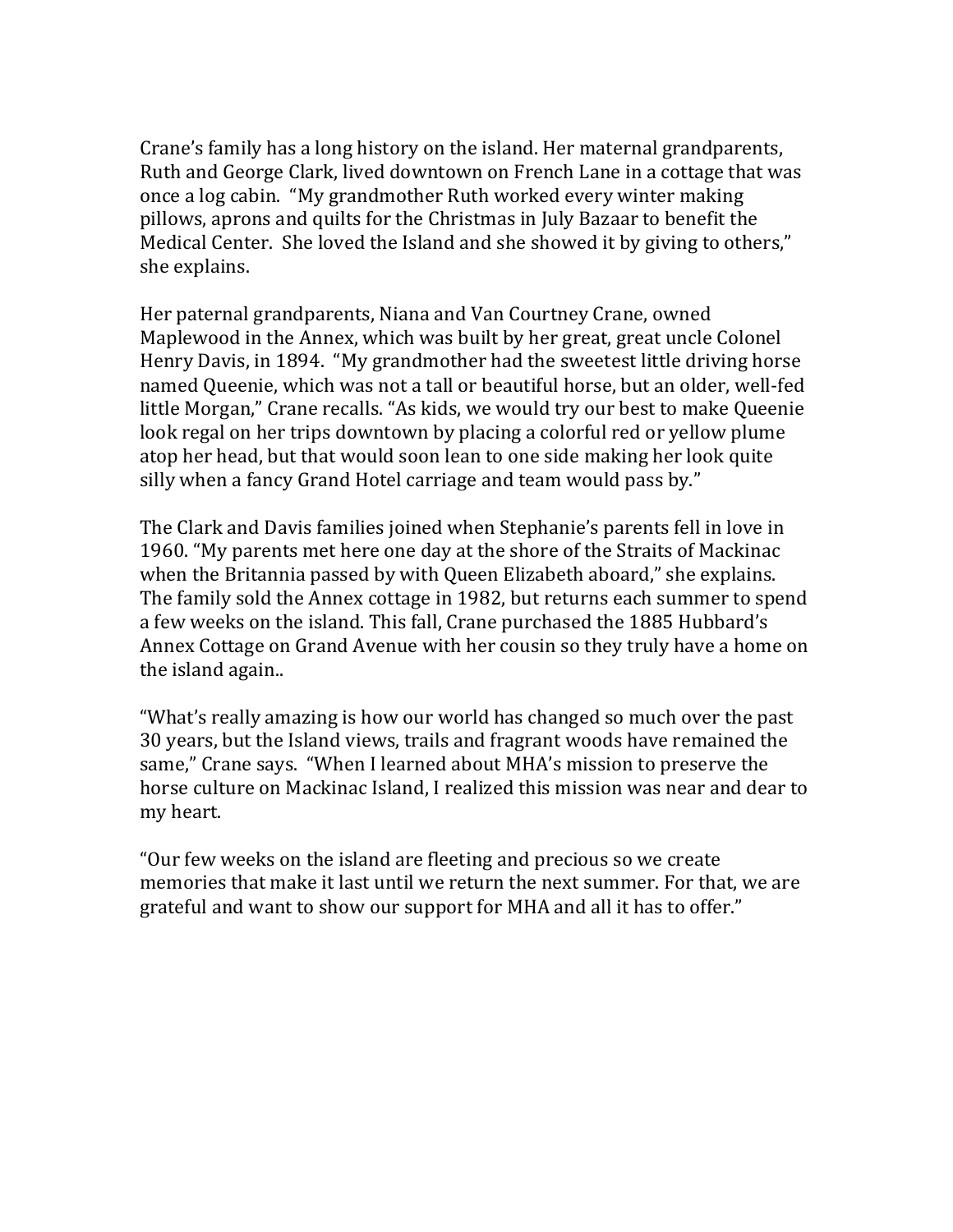Crane's family has a long history on the island. Her maternal grandparents, Ruth and George Clark, lived downtown on French Lane in a cottage that was once a log cabin. "My grandmother Ruth worked every winter making pillows, aprons and quilts for the Christmas in July Bazaar to benefit the Medical Center. She loved the Island and she showed it by giving to others," she explains.

Her paternal grandparents, Niana and Van Courtney Crane, owned Maplewood in the Annex, which was built by her great, great uncle Colonel Henry Davis, in 1894. "My grandmother had the sweetest little driving horse named Queenie, which was not a tall or beautiful horse, but an older, well-fed little Morgan," Crane recalls. "As kids, we would try our best to make Queenie look regal on her trips downtown by placing a colorful red or yellow plume atop her head, but that would soon lean to one side making her look quite silly when a fancy Grand Hotel carriage and team would pass by."

The Clark and Davis families joined when Stephanie's parents fell in love in 1960. "My parents met here one day at the shore of the Straits of Mackinac when the Britannia passed by with Queen Elizabeth aboard," she explains. The family sold the Annex cottage in 1982, but returns each summer to spend a few weeks on the island. This fall, Crane purchased the 1885 Hubbard's Annex Cottage on Grand Avenue with her cousin so they truly have a home on the island again..

"What's really amazing is how our world has changed so much over the past 30 years, but the Island views, trails and fragrant woods have remained the same," Crane says. "When I learned about MHA's mission to preserve the horse culture on Mackinac Island, I realized this mission was near and dear to my heart.

"Our few weeks on the island are fleeting and precious so we create memories that make it last until we return the next summer. For that, we are grateful and want to show our support for MHA and all it has to offer."